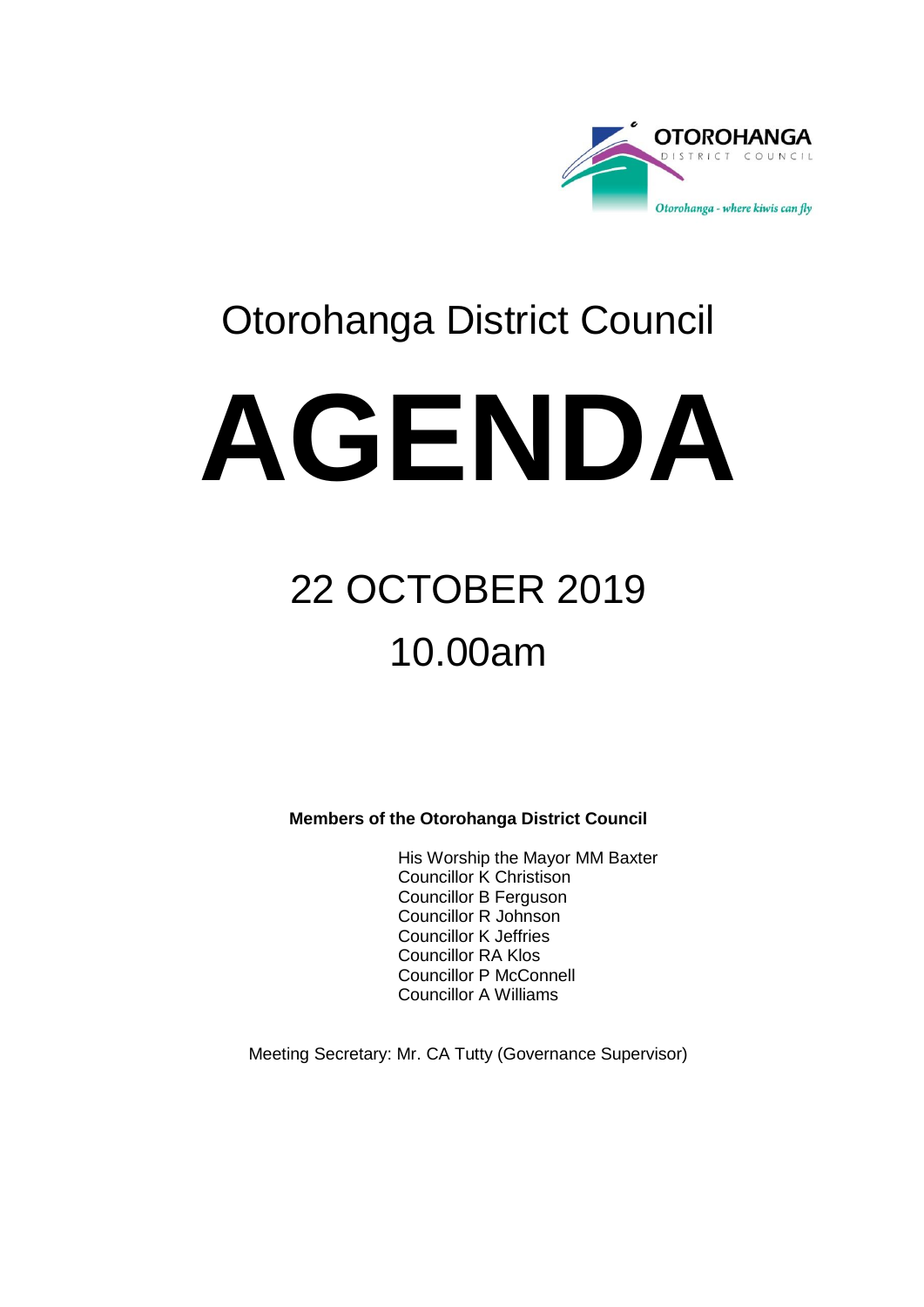OTOROHANGA
DISTRICT COUNCIL

*Otorohanga - where kiwis can fly*

# Otorohanga District Council

# AGENDA

## 22 OCTOBER 2019

## 10.00am

**Members of the Otorohanga District Council**

His Worship the Mayor MM Baxter
Councillor K Christison
Councillor B Ferguson
Councillor R Johnson
Councillor K Jeffries
Councillor RA Klos
Councillor P McConnell
Councillor A Williams

Meeting Secretary: Mr. CA Tutty (Governance Supervisor)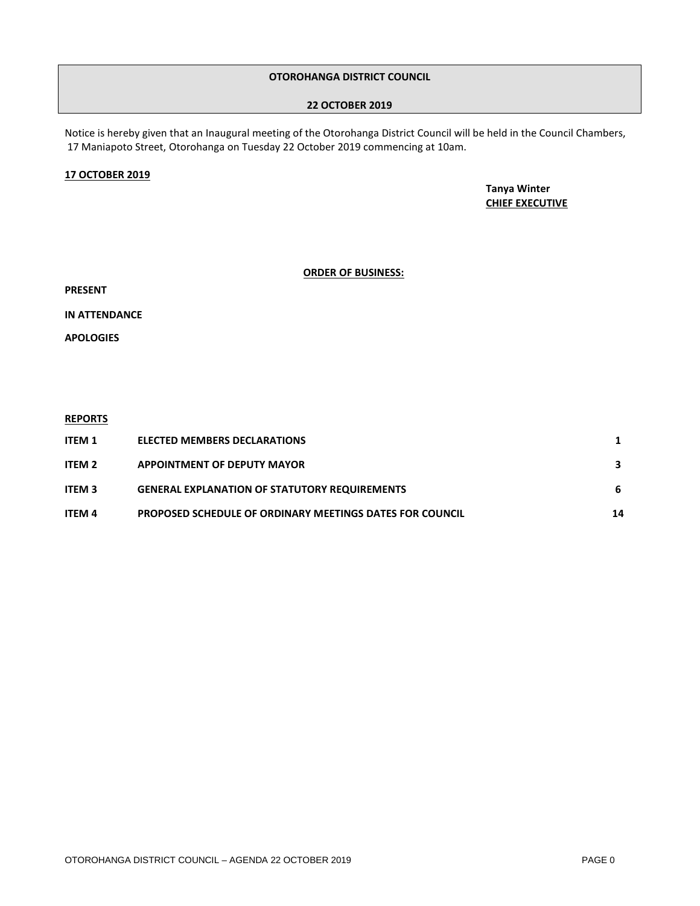**OTOROHANGA DISTRICT COUNCIL**

**22 OCTOBER 2019**

Notice is hereby given that an Inaugural meeting of the Otorohanga District Council will be held in the Council Chambers, 17 Maniapoto Street, Otorohanga on Tuesday 22 October 2019 commencing at 10am.

**17 OCTOBER 2019**

**Tanya Winter**
**CHIEF EXECUTIVE**

**ORDER OF BUSINESS:**

**PRESENT**

**IN ATTENDANCE**

**APOLOGIES**

**REPORTS**

| | | |
|---|---|---|
| **ITEM 1** | **ELECTED MEMBERS DECLARATIONS** | **1** |
| **ITEM 2** | **APPOINTMENT OF DEPUTY MAYOR** | **3** |
| **ITEM 3** | **GENERAL EXPLANATION OF STATUTORY REQUIREMENTS** | **6** |
| **ITEM 4** | **PROPOSED SCHEDULE OF ORDINARY MEETINGS DATES FOR COUNCIL** | **14** |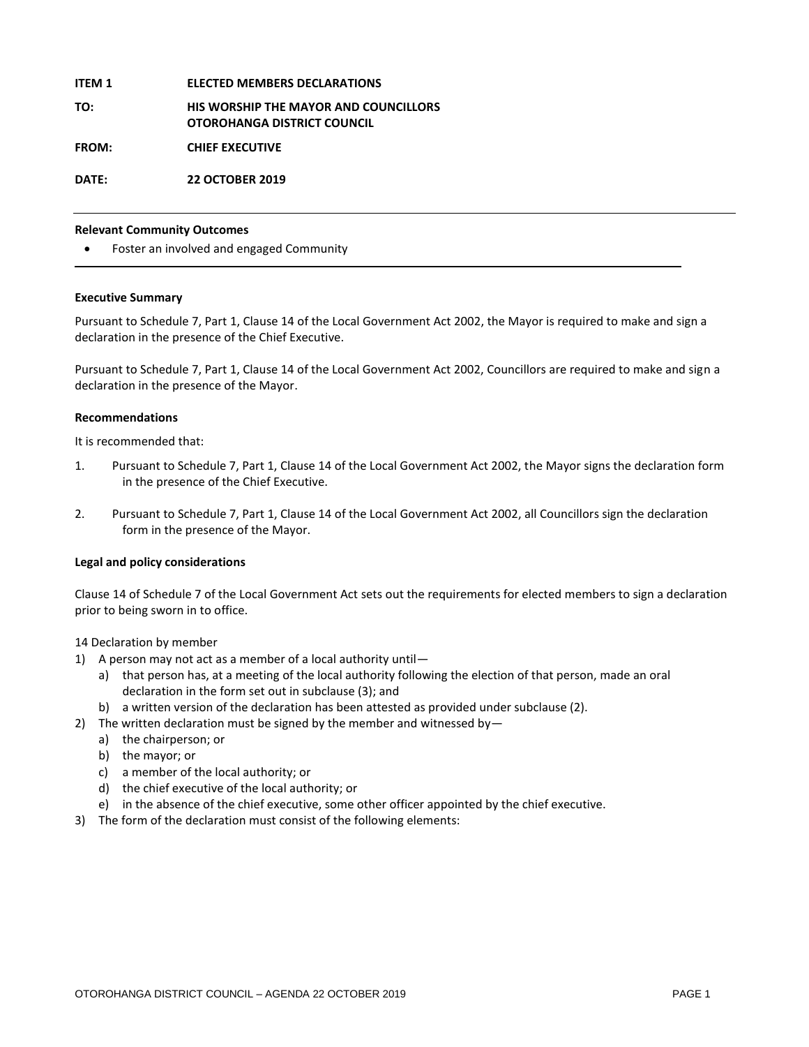**ITEM 1** **ELECTED MEMBERS DECLARATIONS**

**TO:** **HIS WORSHIP THE MAYOR AND COUNCILLORS OTOROHANGA DISTRICT COUNCIL**

**FROM:** **CHIEF EXECUTIVE**

**DATE:** **22 OCTOBER 2019**

---

**Relevant Community Outcomes**

- Foster an involved and engaged Community

---

**Executive Summary**

Pursuant to Schedule 7, Part 1, Clause 14 of the Local Government Act 2002, the Mayor is required to make and sign a declaration in the presence of the Chief Executive.

Pursuant to Schedule 7, Part 1, Clause 14 of the Local Government Act 2002, Councillors are required to make and sign a declaration in the presence of the Mayor.

**Recommendations**

It is recommended that:

1. Pursuant to Schedule 7, Part 1, Clause 14 of the Local Government Act 2002, the Mayor signs the declaration form in the presence of the Chief Executive.

2. Pursuant to Schedule 7, Part 1, Clause 14 of the Local Government Act 2002, all Councillors sign the declaration form in the presence of the Mayor.

**Legal and policy considerations**

Clause 14 of Schedule 7 of the Local Government Act sets out the requirements for elected members to sign a declaration prior to being sworn in to office.

14 Declaration by member

1) A person may not act as a member of a local authority until—
   a) that person has, at a meeting of the local authority following the election of that person, made an oral declaration in the form set out in subclause (3); and
   b) a written version of the declaration has been attested as provided under subclause (2).
2) The written declaration must be signed by the member and witnessed by—
   a) the chairperson; or
   b) the mayor; or
   c) a member of the local authority; or
   d) the chief executive of the local authority; or
   e) in the absence of the chief executive, some other officer appointed by the chief executive.
3) The form of the declaration must consist of the following elements: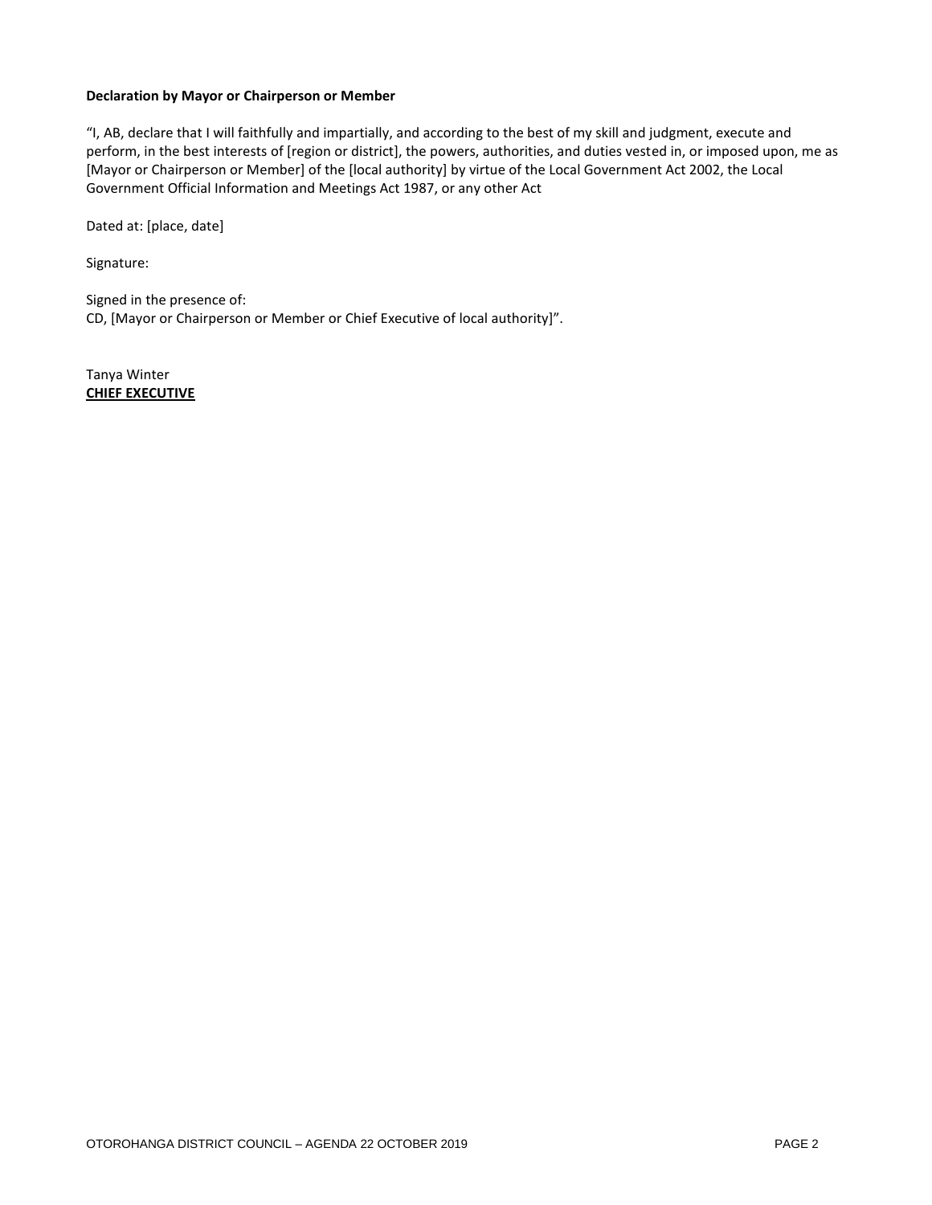**Declaration by Mayor or Chairperson or Member**

"I, AB, declare that I will faithfully and impartially, and according to the best of my skill and judgment, execute and perform, in the best interests of [region or district], the powers, authorities, and duties vested in, or imposed upon, me as [Mayor or Chairperson or Member] of the [local authority] by virtue of the Local Government Act 2002, the Local Government Official Information and Meetings Act 1987, or any other Act

Dated at: [place, date]

Signature:

Signed in the presence of:
CD, [Mayor or Chairperson or Member or Chief Executive of local authority]".

Tanya Winter
**CHIEF EXECUTIVE**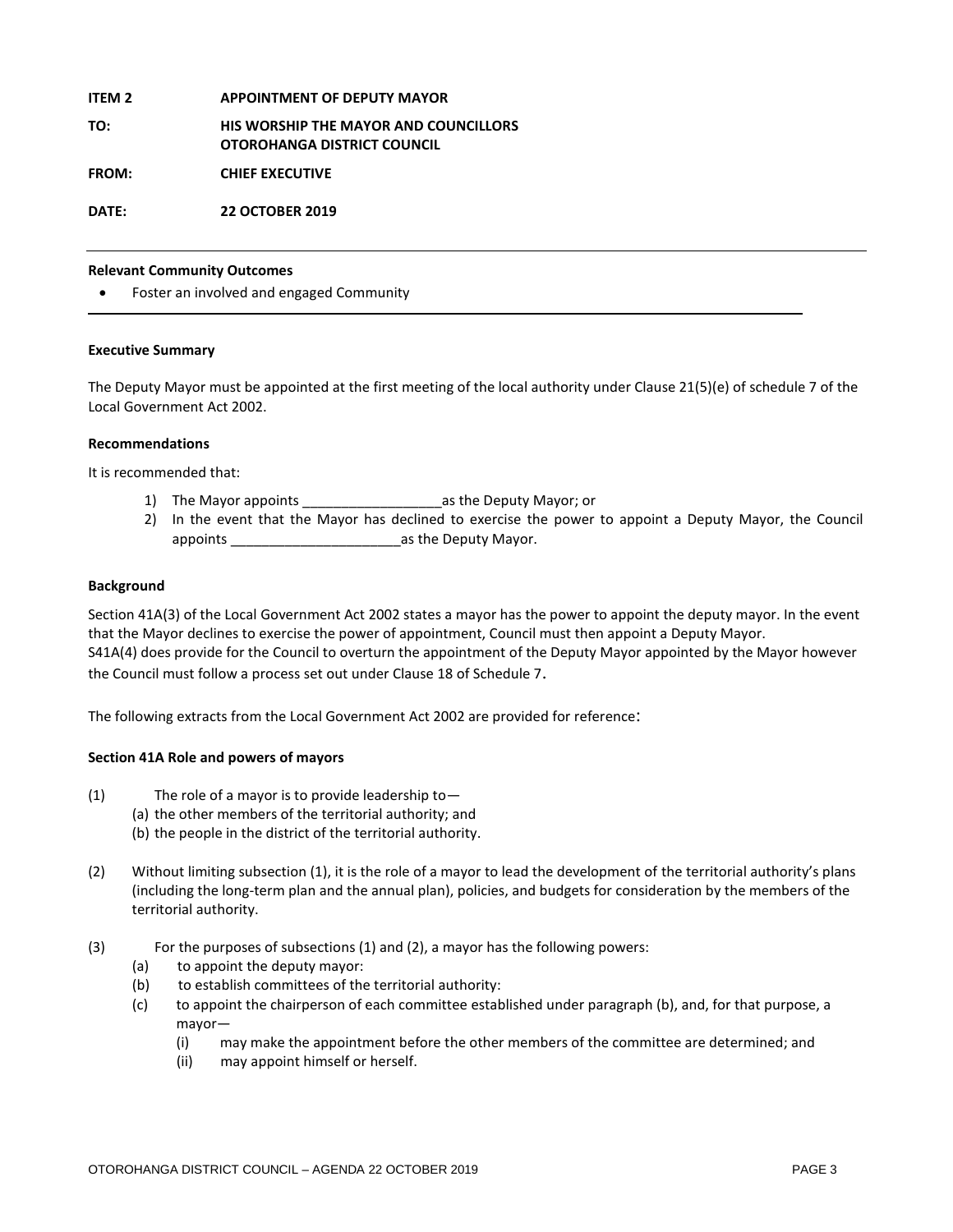**ITEM 2** **APPOINTMENT OF DEPUTY MAYOR**

**TO:** **HIS WORSHIP THE MAYOR AND COUNCILLORS OTOROHANGA DISTRICT COUNCIL**

**FROM:** **CHIEF EXECUTIVE**

**DATE:** **22 OCTOBER 2019**

---

**Relevant Community Outcomes**

- Foster an involved and engaged Community

---

**Executive Summary**

The Deputy Mayor must be appointed at the first meeting of the local authority under Clause 21(5)(e) of schedule 7 of the Local Government Act 2002.

**Recommendations**

It is recommended that:

1) The Mayor appoints __________________as the Deputy Mayor; or
2) In the event that the Mayor has declined to exercise the power to appoint a Deputy Mayor, the Council appoints ______________________as the Deputy Mayor.

**Background**

Section 41A(3) of the Local Government Act 2002 states a mayor has the power to appoint the deputy mayor. In the event that the Mayor declines to exercise the power of appointment, Council must then appoint a Deputy Mayor.
S41A(4) does provide for the Council to overturn the appointment of the Deputy Mayor appointed by the Mayor however the Council must follow a process set out under Clause 18 of Schedule 7.

The following extracts from the Local Government Act 2002 are provided for reference:

**Section 41A Role and powers of mayors**

(1) The role of a mayor is to provide leadership to—
   (a) the other members of the territorial authority; and
   (b) the people in the district of the territorial authority.

(2) Without limiting subsection (1), it is the role of a mayor to lead the development of the territorial authority's plans (including the long-term plan and the annual plan), policies, and budgets for consideration by the members of the territorial authority.

(3) For the purposes of subsections (1) and (2), a mayor has the following powers:
   (a) to appoint the deputy mayor:
   (b) to establish committees of the territorial authority:
   (c) to appoint the chairperson of each committee established under paragraph (b), and, for that purpose, a mayor—
      (i) may make the appointment before the other members of the committee are determined; and
      (ii) may appoint himself or herself.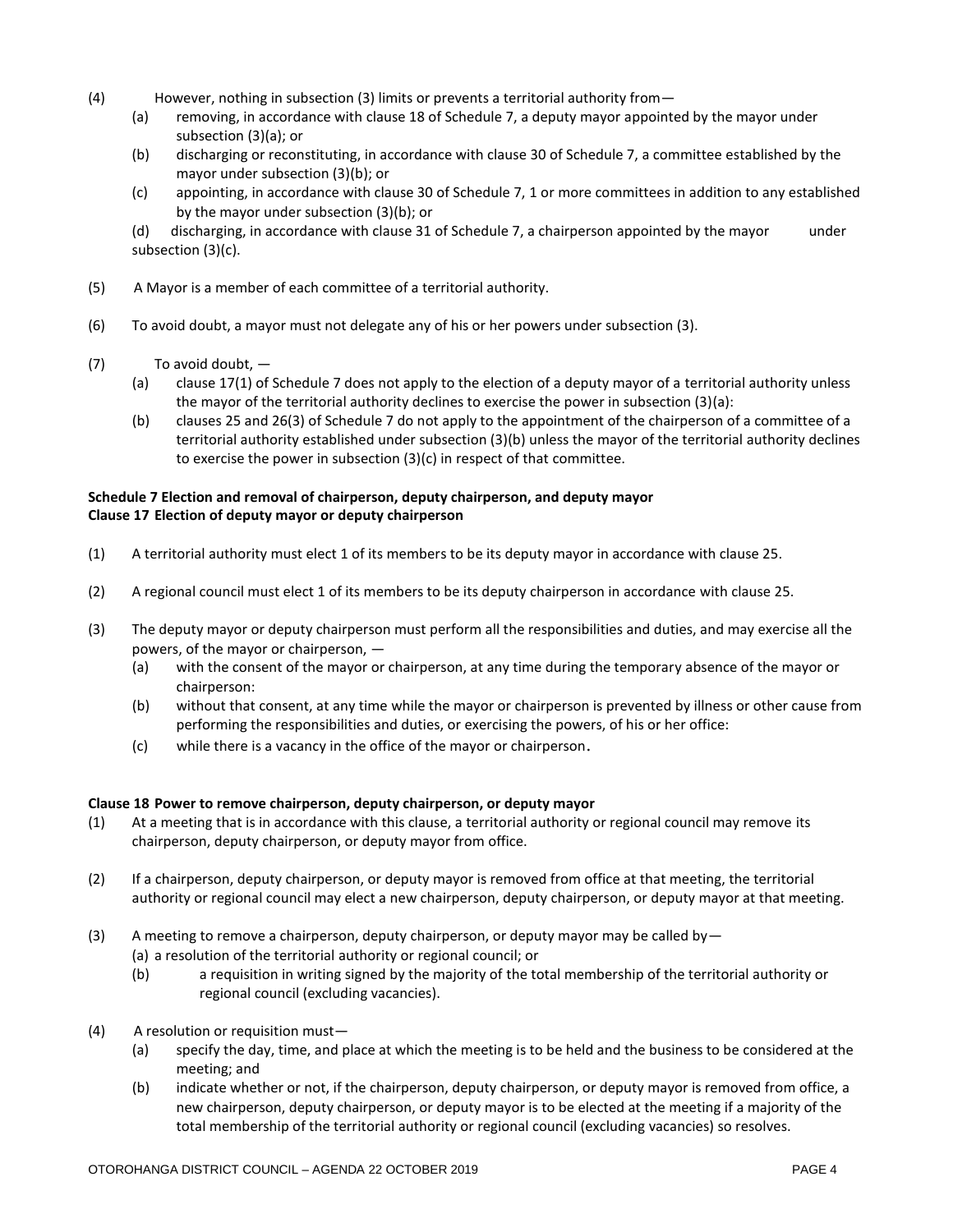(4) However, nothing in subsection (3) limits or prevents a territorial authority from—

- (a) removing, in accordance with clause 18 of Schedule 7, a deputy mayor appointed by the mayor under subsection (3)(a); or
- (b) discharging or reconstituting, in accordance with clause 30 of Schedule 7, a committee established by the mayor under subsection (3)(b); or
- (c) appointing, in accordance with clause 30 of Schedule 7, 1 or more committees in addition to any established by the mayor under subsection (3)(b); or
- (d) discharging, in accordance with clause 31 of Schedule 7, a chairperson appointed by the mayor under subsection (3)(c).

(5) A Mayor is a member of each committee of a territorial authority.

(6) To avoid doubt, a mayor must not delegate any of his or her powers under subsection (3).

(7) To avoid doubt, —

- (a) clause 17(1) of Schedule 7 does not apply to the election of a deputy mayor of a territorial authority unless the mayor of the territorial authority declines to exercise the power in subsection (3)(a):
- (b) clauses 25 and 26(3) of Schedule 7 do not apply to the appointment of the chairperson of a committee of a territorial authority established under subsection (3)(b) unless the mayor of the territorial authority declines to exercise the power in subsection (3)(c) in respect of that committee.

**Schedule 7 Election and removal of chairperson, deputy chairperson, and deputy mayor**
**Clause 17 Election of deputy mayor or deputy chairperson**

(1) A territorial authority must elect 1 of its members to be its deputy mayor in accordance with clause 25.

(2) A regional council must elect 1 of its members to be its deputy chairperson in accordance with clause 25.

(3) The deputy mayor or deputy chairperson must perform all the responsibilities and duties, and may exercise all the powers, of the mayor or chairperson, —

- (a) with the consent of the mayor or chairperson, at any time during the temporary absence of the mayor or chairperson:
- (b) without that consent, at any time while the mayor or chairperson is prevented by illness or other cause from performing the responsibilities and duties, or exercising the powers, of his or her office:
- (c) while there is a vacancy in the office of the mayor or chairperson.

**Clause 18 Power to remove chairperson, deputy chairperson, or deputy mayor**

(1) At a meeting that is in accordance with this clause, a territorial authority or regional council may remove its chairperson, deputy chairperson, or deputy mayor from office.

(2) If a chairperson, deputy chairperson, or deputy mayor is removed from office at that meeting, the territorial authority or regional council may elect a new chairperson, deputy chairperson, or deputy mayor at that meeting.

(3) A meeting to remove a chairperson, deputy chairperson, or deputy mayor may be called by—

- (a) a resolution of the territorial authority or regional council; or
- (b) a requisition in writing signed by the majority of the total membership of the territorial authority or regional council (excluding vacancies).

(4) A resolution or requisition must—

- (a) specify the day, time, and place at which the meeting is to be held and the business to be considered at the meeting; and
- (b) indicate whether or not, if the chairperson, deputy chairperson, or deputy mayor is removed from office, a new chairperson, deputy chairperson, or deputy mayor is to be elected at the meeting if a majority of the total membership of the territorial authority or regional council (excluding vacancies) so resolves.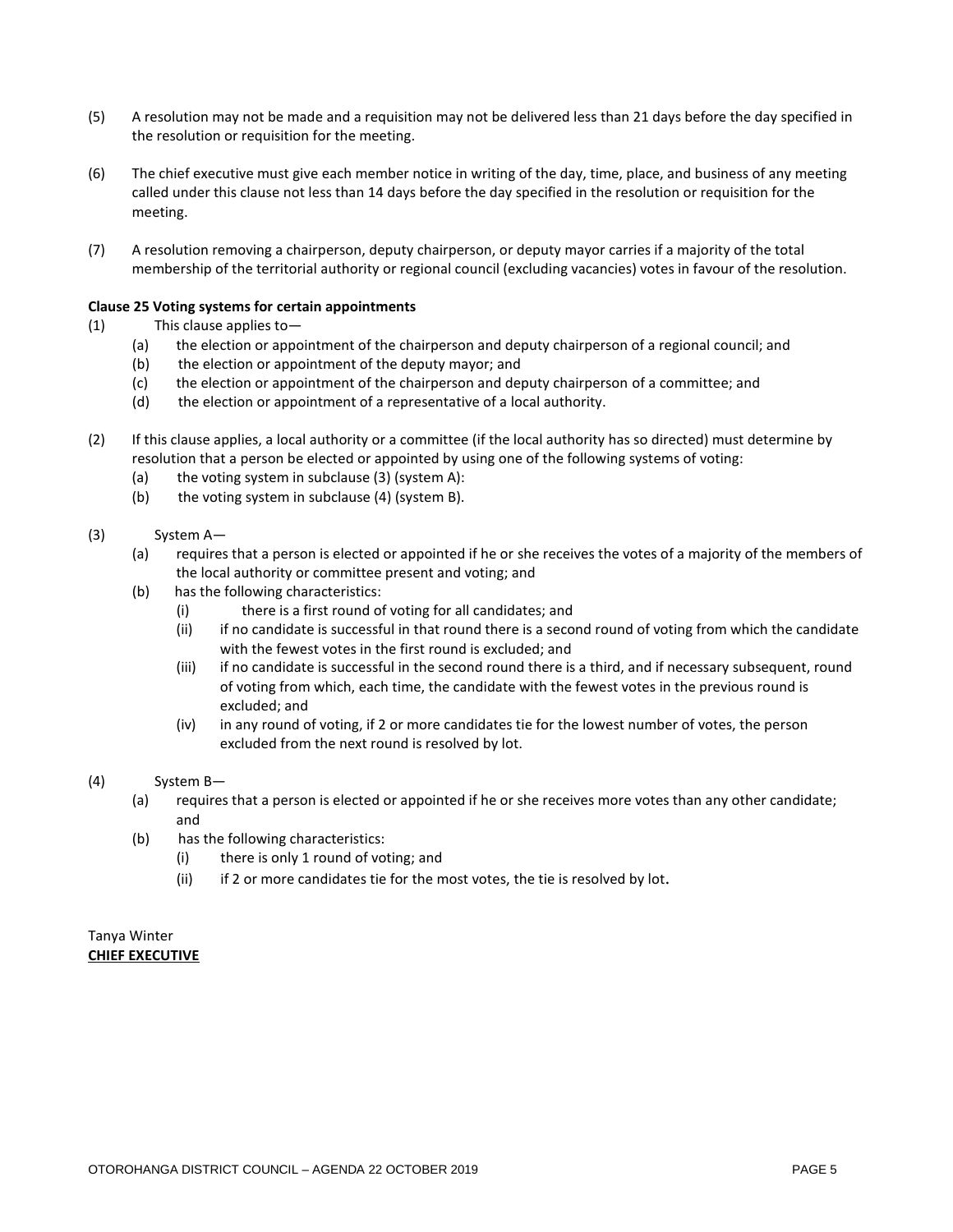(5) A resolution may not be made and a requisition may not be delivered less than 21 days before the day specified in the resolution or requisition for the meeting.

(6) The chief executive must give each member notice in writing of the day, time, place, and business of any meeting called under this clause not less than 14 days before the day specified in the resolution or requisition for the meeting.

(7) A resolution removing a chairperson, deputy chairperson, or deputy mayor carries if a majority of the total membership of the territorial authority or regional council (excluding vacancies) votes in favour of the resolution.

**Clause 25 Voting systems for certain appointments**

(1) This clause applies to—
   - (a) the election or appointment of the chairperson and deputy chairperson of a regional council; and
   - (b) the election or appointment of the deputy mayor; and
   - (c) the election or appointment of the chairperson and deputy chairperson of a committee; and
   - (d) the election or appointment of a representative of a local authority.

(2) If this clause applies, a local authority or a committee (if the local authority has so directed) must determine by resolution that a person be elected or appointed by using one of the following systems of voting:
   - (a) the voting system in subclause (3) (system A):
   - (b) the voting system in subclause (4) (system B).

(3) System A—
   - (a) requires that a person is elected or appointed if he or she receives the votes of a majority of the members of the local authority or committee present and voting; and
   - (b) has the following characteristics:
     - (i) there is a first round of voting for all candidates; and
     - (ii) if no candidate is successful in that round there is a second round of voting from which the candidate with the fewest votes in the first round is excluded; and
     - (iii) if no candidate is successful in the second round there is a third, and if necessary subsequent, round of voting from which, each time, the candidate with the fewest votes in the previous round is excluded; and
     - (iv) in any round of voting, if 2 or more candidates tie for the lowest number of votes, the person excluded from the next round is resolved by lot.

(4) System B—
   - (a) requires that a person is elected or appointed if he or she receives more votes than any other candidate; and
   - (b) has the following characteristics:
     - (i) there is only 1 round of voting; and
     - (ii) if 2 or more candidates tie for the most votes, the tie is resolved by lot.

Tanya Winter
**CHIEF EXECUTIVE**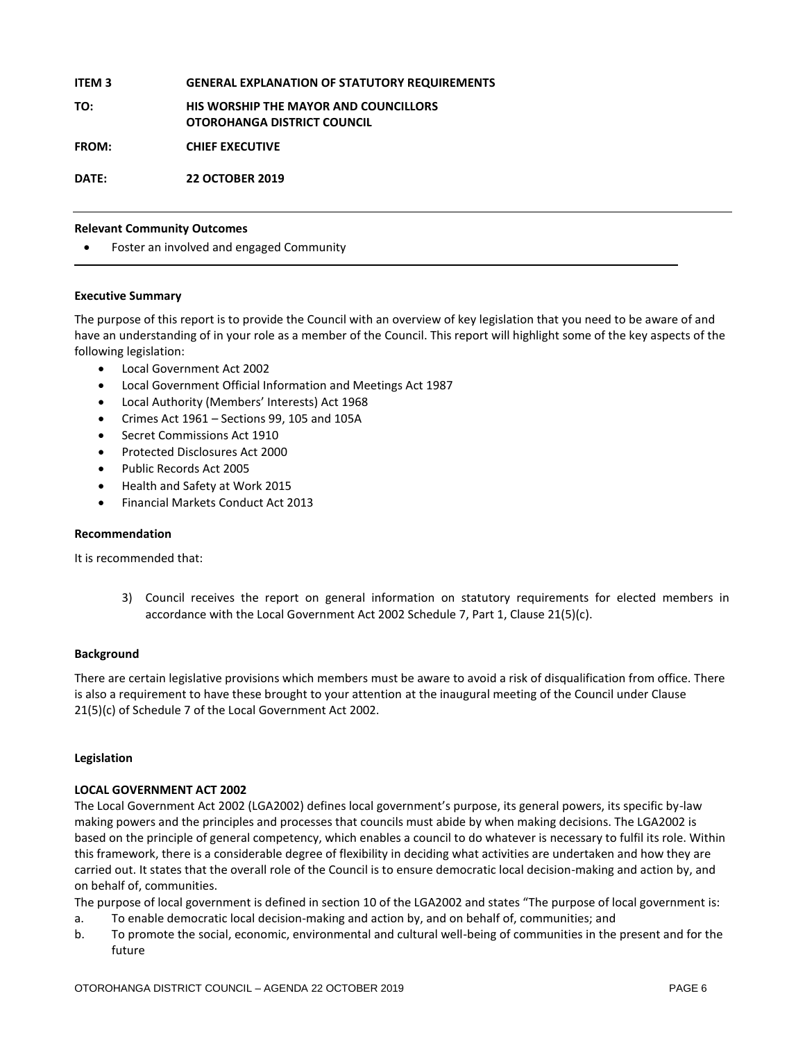**ITEM 3** **GENERAL EXPLANATION OF STATUTORY REQUIREMENTS**

**TO:** **HIS WORSHIP THE MAYOR AND COUNCILLORS OTOROHANGA DISTRICT COUNCIL**

**FROM:** **CHIEF EXECUTIVE**

**DATE:** **22 OCTOBER 2019**

---

**Relevant Community Outcomes**

- Foster an involved and engaged Community

---

**Executive Summary**

The purpose of this report is to provide the Council with an overview of key legislation that you need to be aware of and have an understanding of in your role as a member of the Council. This report will highlight some of the key aspects of the following legislation:

- Local Government Act 2002
- Local Government Official Information and Meetings Act 1987
- Local Authority (Members' Interests) Act 1968
- Crimes Act 1961 – Sections 99, 105 and 105A
- Secret Commissions Act 1910
- Protected Disclosures Act 2000
- Public Records Act 2005
- Health and Safety at Work 2015
- Financial Markets Conduct Act 2013

**Recommendation**

It is recommended that:

3) Council receives the report on general information on statutory requirements for elected members in accordance with the Local Government Act 2002 Schedule 7, Part 1, Clause 21(5)(c).

**Background**

There are certain legislative provisions which members must be aware to avoid a risk of disqualification from office. There is also a requirement to have these brought to your attention at the inaugural meeting of the Council under Clause 21(5)(c) of Schedule 7 of the Local Government Act 2002.

**Legislation**

**LOCAL GOVERNMENT ACT 2002**

The Local Government Act 2002 (LGA2002) defines local government's purpose, its general powers, its specific by-law making powers and the principles and processes that councils must abide by when making decisions. The LGA2002 is based on the principle of general competency, which enables a council to do whatever is necessary to fulfil its role. Within this framework, there is a considerable degree of flexibility in deciding what activities are undertaken and how they are carried out. It states that the overall role of the Council is to ensure democratic local decision-making and action by, and on behalf of, communities.

The purpose of local government is defined in section 10 of the LGA2002 and states "The purpose of local government is:

a. To enable democratic local decision-making and action by, and on behalf of, communities; and
b. To promote the social, economic, environmental and cultural well-being of communities in the present and for the future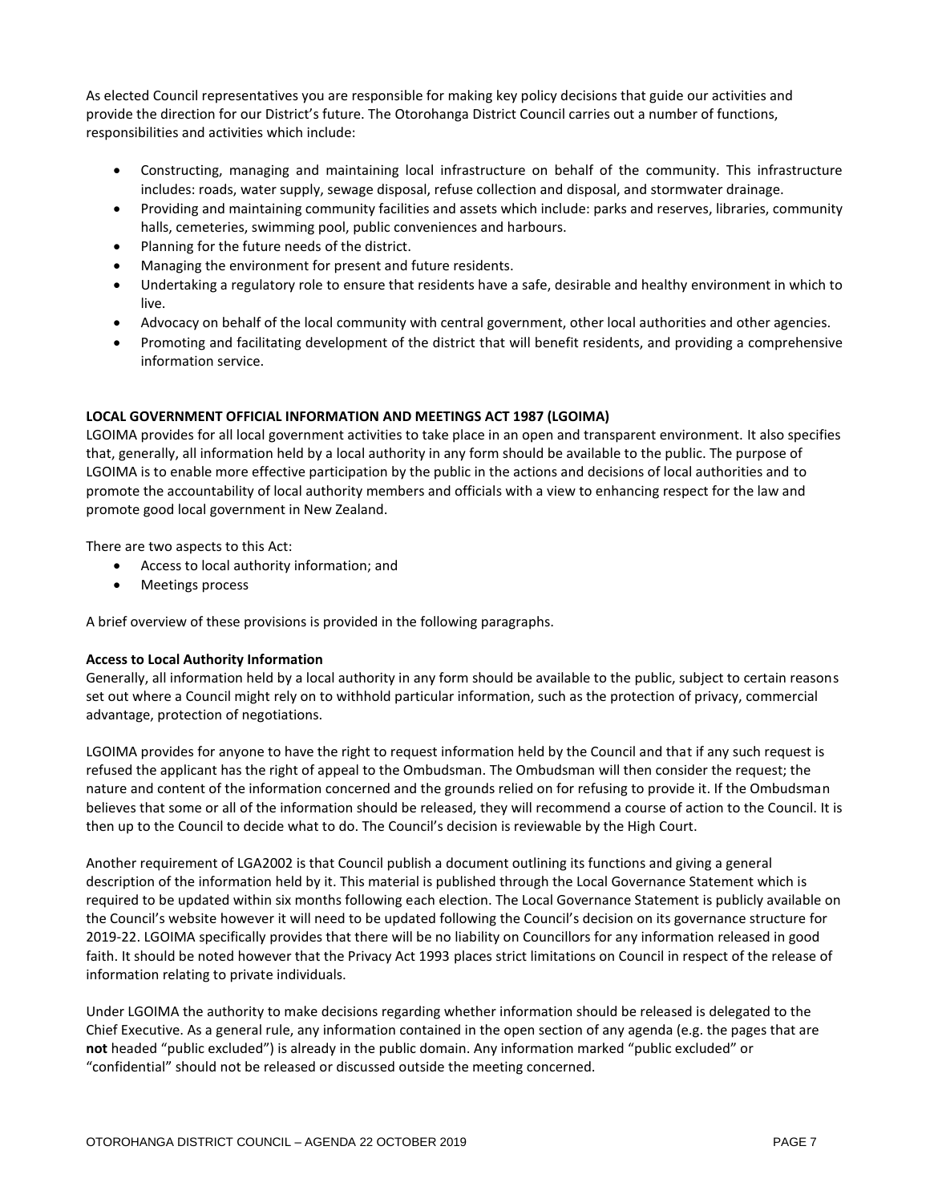As elected Council representatives you are responsible for making key policy decisions that guide our activities and provide the direction for our District's future. The Otorohanga District Council carries out a number of functions, responsibilities and activities which include:

- Constructing, managing and maintaining local infrastructure on behalf of the community. This infrastructure includes: roads, water supply, sewage disposal, refuse collection and disposal, and stormwater drainage.
- Providing and maintaining community facilities and assets which include: parks and reserves, libraries, community halls, cemeteries, swimming pool, public conveniences and harbours.
- Planning for the future needs of the district.
- Managing the environment for present and future residents.
- Undertaking a regulatory role to ensure that residents have a safe, desirable and healthy environment in which to live.
- Advocacy on behalf of the local community with central government, other local authorities and other agencies.
- Promoting and facilitating development of the district that will benefit residents, and providing a comprehensive information service.

**LOCAL GOVERNMENT OFFICIAL INFORMATION AND MEETINGS ACT 1987 (LGOIMA)**

LGOIMA provides for all local government activities to take place in an open and transparent environment. It also specifies that, generally, all information held by a local authority in any form should be available to the public. The purpose of LGOIMA is to enable more effective participation by the public in the actions and decisions of local authorities and to promote the accountability of local authority members and officials with a view to enhancing respect for the law and promote good local government in New Zealand.

There are two aspects to this Act:

- Access to local authority information; and
- Meetings process

A brief overview of these provisions is provided in the following paragraphs.

**Access to Local Authority Information**

Generally, all information held by a local authority in any form should be available to the public, subject to certain reasons set out where a Council might rely on to withhold particular information, such as the protection of privacy, commercial advantage, protection of negotiations.

LGOIMA provides for anyone to have the right to request information held by the Council and that if any such request is refused the applicant has the right of appeal to the Ombudsman. The Ombudsman will then consider the request; the nature and content of the information concerned and the grounds relied on for refusing to provide it. If the Ombudsman believes that some or all of the information should be released, they will recommend a course of action to the Council. It is then up to the Council to decide what to do. The Council's decision is reviewable by the High Court.

Another requirement of LGA2002 is that Council publish a document outlining its functions and giving a general description of the information held by it. This material is published through the Local Governance Statement which is required to be updated within six months following each election. The Local Governance Statement is publicly available on the Council's website however it will need to be updated following the Council's decision on its governance structure for 2019-22. LGOIMA specifically provides that there will be no liability on Councillors for any information released in good faith. It should be noted however that the Privacy Act 1993 places strict limitations on Council in respect of the release of information relating to private individuals.

Under LGOIMA the authority to make decisions regarding whether information should be released is delegated to the Chief Executive. As a general rule, any information contained in the open section of any agenda (e.g. the pages that are **not** headed "public excluded") is already in the public domain. Any information marked "public excluded" or "confidential" should not be released or discussed outside the meeting concerned.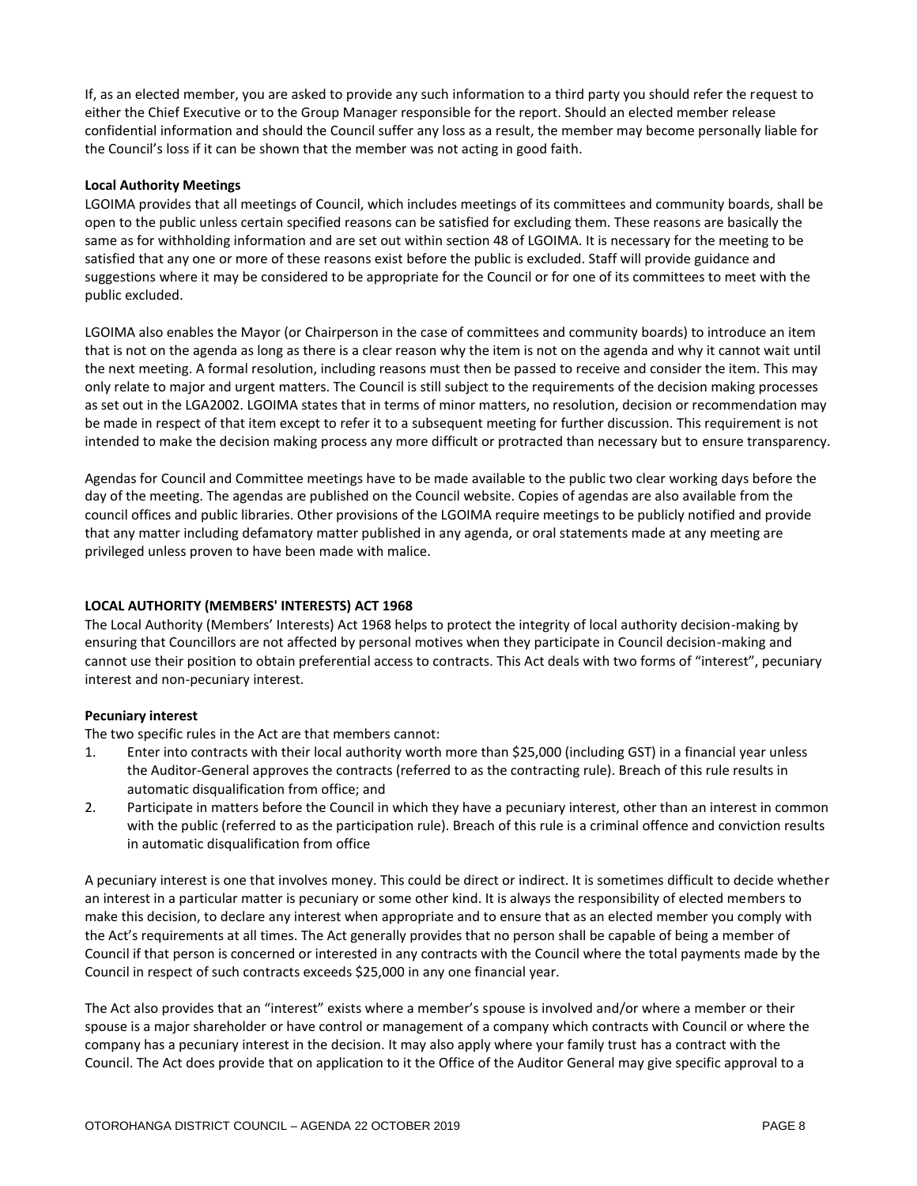If, as an elected member, you are asked to provide any such information to a third party you should refer the request to either the Chief Executive or to the Group Manager responsible for the report. Should an elected member release confidential information and should the Council suffer any loss as a result, the member may become personally liable for the Council's loss if it can be shown that the member was not acting in good faith.

**Local Authority Meetings**

LGOIMA provides that all meetings of Council, which includes meetings of its committees and community boards, shall be open to the public unless certain specified reasons can be satisfied for excluding them. These reasons are basically the same as for withholding information and are set out within section 48 of LGOIMA. It is necessary for the meeting to be satisfied that any one or more of these reasons exist before the public is excluded. Staff will provide guidance and suggestions where it may be considered to be appropriate for the Council or for one of its committees to meet with the public excluded.

LGOIMA also enables the Mayor (or Chairperson in the case of committees and community boards) to introduce an item that is not on the agenda as long as there is a clear reason why the item is not on the agenda and why it cannot wait until the next meeting. A formal resolution, including reasons must then be passed to receive and consider the item. This may only relate to major and urgent matters. The Council is still subject to the requirements of the decision making processes as set out in the LGA2002. LGOIMA states that in terms of minor matters, no resolution, decision or recommendation may be made in respect of that item except to refer it to a subsequent meeting for further discussion. This requirement is not intended to make the decision making process any more difficult or protracted than necessary but to ensure transparency.

Agendas for Council and Committee meetings have to be made available to the public two clear working days before the day of the meeting. The agendas are published on the Council website. Copies of agendas are also available from the council offices and public libraries. Other provisions of the LGOIMA require meetings to be publicly notified and provide that any matter including defamatory matter published in any agenda, or oral statements made at any meeting are privileged unless proven to have been made with malice.

**LOCAL AUTHORITY (MEMBERS' INTERESTS) ACT 1968**

The Local Authority (Members' Interests) Act 1968 helps to protect the integrity of local authority decision-making by ensuring that Councillors are not affected by personal motives when they participate in Council decision-making and cannot use their position to obtain preferential access to contracts. This Act deals with two forms of "interest", pecuniary interest and non-pecuniary interest.

**Pecuniary interest**

The two specific rules in the Act are that members cannot:

1. Enter into contracts with their local authority worth more than $25,000 (including GST) in a financial year unless the Auditor-General approves the contracts (referred to as the contracting rule). Breach of this rule results in automatic disqualification from office; and
2. Participate in matters before the Council in which they have a pecuniary interest, other than an interest in common with the public (referred to as the participation rule). Breach of this rule is a criminal offence and conviction results in automatic disqualification from office

A pecuniary interest is one that involves money. This could be direct or indirect. It is sometimes difficult to decide whether an interest in a particular matter is pecuniary or some other kind. It is always the responsibility of elected members to make this decision, to declare any interest when appropriate and to ensure that as an elected member you comply with the Act's requirements at all times. The Act generally provides that no person shall be capable of being a member of Council if that person is concerned or interested in any contracts with the Council where the total payments made by the Council in respect of such contracts exceeds $25,000 in any one financial year.

The Act also provides that an "interest" exists where a member's spouse is involved and/or where a member or their spouse is a major shareholder or have control or management of a company which contracts with Council or where the company has a pecuniary interest in the decision. It may also apply where your family trust has a contract with the Council. The Act does provide that on application to it the Office of the Auditor General may give specific approval to a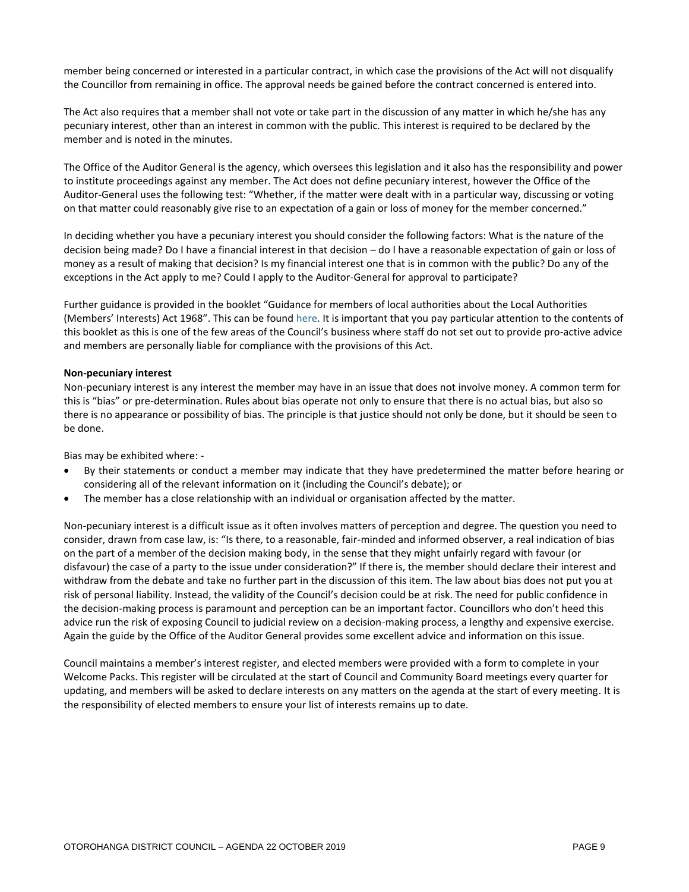member being concerned or interested in a particular contract, in which case the provisions of the Act will not disqualify the Councillor from remaining in office. The approval needs be gained before the contract concerned is entered into.

The Act also requires that a member shall not vote or take part in the discussion of any matter in which he/she has any pecuniary interest, other than an interest in common with the public. This interest is required to be declared by the member and is noted in the minutes.

The Office of the Auditor General is the agency, which oversees this legislation and it also has the responsibility and power to institute proceedings against any member. The Act does not define pecuniary interest, however the Office of the Auditor-General uses the following test: "Whether, if the matter were dealt with in a particular way, discussing or voting on that matter could reasonably give rise to an expectation of a gain or loss of money for the member concerned."

In deciding whether you have a pecuniary interest you should consider the following factors: What is the nature of the decision being made? Do I have a financial interest in that decision – do I have a reasonable expectation of gain or loss of money as a result of making that decision? Is my financial interest one that is in common with the public? Do any of the exceptions in the Act apply to me? Could I apply to the Auditor-General for approval to participate?

Further guidance is provided in the booklet "Guidance for members of local authorities about the Local Authorities (Members' Interests) Act 1968". This can be found here. It is important that you pay particular attention to the contents of this booklet as this is one of the few areas of the Council's business where staff do not set out to provide pro-active advice and members are personally liable for compliance with the provisions of this Act.

**Non-pecuniary interest**

Non-pecuniary interest is any interest the member may have in an issue that does not involve money. A common term for this is "bias" or pre-determination. Rules about bias operate not only to ensure that there is no actual bias, but also so there is no appearance or possibility of bias. The principle is that justice should not only be done, but it should be seen to be done.

Bias may be exhibited where: -

- By their statements or conduct a member may indicate that they have predetermined the matter before hearing or considering all of the relevant information on it (including the Council's debate); or
- The member has a close relationship with an individual or organisation affected by the matter.

Non-pecuniary interest is a difficult issue as it often involves matters of perception and degree. The question you need to consider, drawn from case law, is: "Is there, to a reasonable, fair-minded and informed observer, a real indication of bias on the part of a member of the decision making body, in the sense that they might unfairly regard with favour (or disfavour) the case of a party to the issue under consideration?" If there is, the member should declare their interest and withdraw from the debate and take no further part in the discussion of this item. The law about bias does not put you at risk of personal liability. Instead, the validity of the Council's decision could be at risk. The need for public confidence in the decision-making process is paramount and perception can be an important factor. Councillors who don't heed this advice run the risk of exposing Council to judicial review on a decision-making process, a lengthy and expensive exercise. Again the guide by the Office of the Auditor General provides some excellent advice and information on this issue.

Council maintains a member's interest register, and elected members were provided with a form to complete in your Welcome Packs. This register will be circulated at the start of Council and Community Board meetings every quarter for updating, and members will be asked to declare interests on any matters on the agenda at the start of every meeting. It is the responsibility of elected members to ensure your list of interests remains up to date.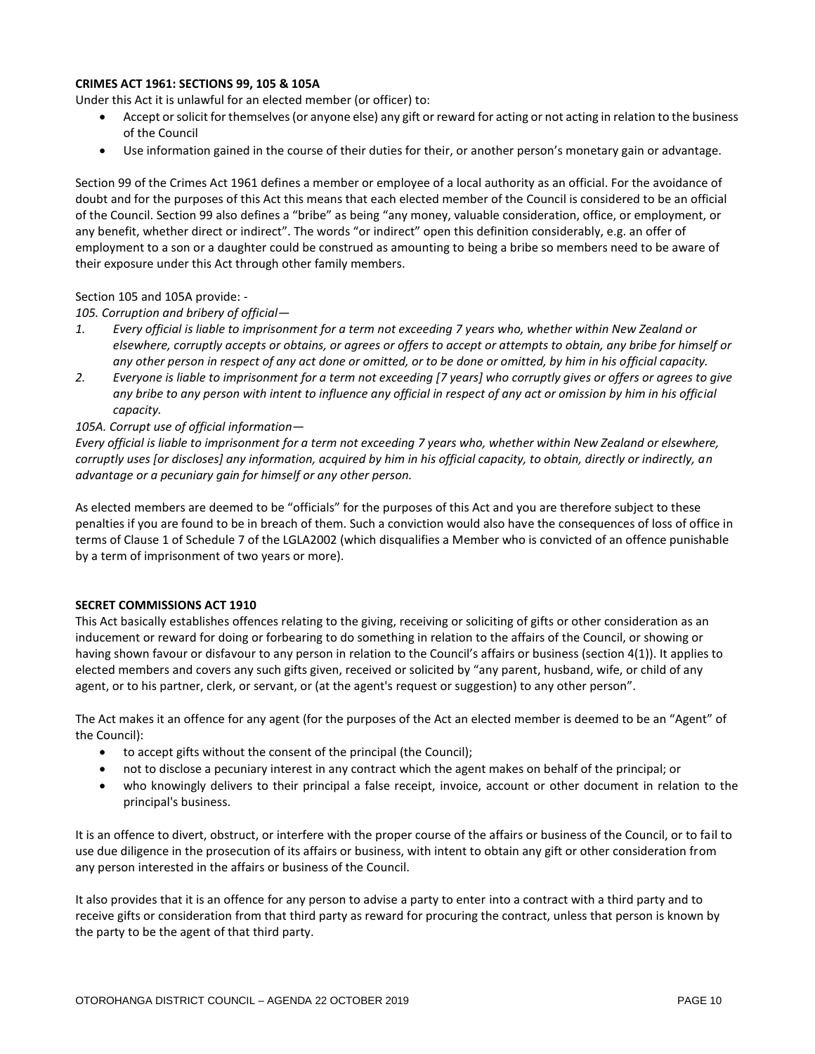**CRIMES ACT 1961: SECTIONS 99, 105 & 105A**

Under this Act it is unlawful for an elected member (or officer) to:

- Accept or solicit for themselves (or anyone else) any gift or reward for acting or not acting in relation to the business of the Council
- Use information gained in the course of their duties for their, or another person's monetary gain or advantage.

Section 99 of the Crimes Act 1961 defines a member or employee of a local authority as an official. For the avoidance of doubt and for the purposes of this Act this means that each elected member of the Council is considered to be an official of the Council. Section 99 also defines a "bribe" as being "any money, valuable consideration, office, or employment, or any benefit, whether direct or indirect". The words "or indirect" open this definition considerably, e.g. an offer of employment to a son or a daughter could be construed as amounting to being a bribe so members need to be aware of their exposure under this Act through other family members.

Section 105 and 105A provide: -

*105. Corruption and bribery of official—*

1. *Every official is liable to imprisonment for a term not exceeding 7 years who, whether within New Zealand or elsewhere, corruptly accepts or obtains, or agrees or offers to accept or attempts to obtain, any bribe for himself or any other person in respect of any act done or omitted, or to be done or omitted, by him in his official capacity.*
2. *Everyone is liable to imprisonment for a term not exceeding [7 years] who corruptly gives or offers or agrees to give any bribe to any person with intent to influence any official in respect of any act or omission by him in his official capacity.*

*105A. Corrupt use of official information—*

*Every official is liable to imprisonment for a term not exceeding 7 years who, whether within New Zealand or elsewhere, corruptly uses [or discloses] any information, acquired by him in his official capacity, to obtain, directly or indirectly, an advantage or a pecuniary gain for himself or any other person.*

As elected members are deemed to be "officials" for the purposes of this Act and you are therefore subject to these penalties if you are found to be in breach of them. Such a conviction would also have the consequences of loss of office in terms of Clause 1 of Schedule 7 of the LGLA2002 (which disqualifies a Member who is convicted of an offence punishable by a term of imprisonment of two years or more).

**SECRET COMMISSIONS ACT 1910**

This Act basically establishes offences relating to the giving, receiving or soliciting of gifts or other consideration as an inducement or reward for doing or forbearing to do something in relation to the affairs of the Council, or showing or having shown favour or disfavour to any person in relation to the Council's affairs or business (section 4(1)). It applies to elected members and covers any such gifts given, received or solicited by "any parent, husband, wife, or child of any agent, or to his partner, clerk, or servant, or (at the agent's request or suggestion) to any other person".

The Act makes it an offence for any agent (for the purposes of the Act an elected member is deemed to be an "Agent" of the Council):

- to accept gifts without the consent of the principal (the Council);
- not to disclose a pecuniary interest in any contract which the agent makes on behalf of the principal; or
- who knowingly delivers to their principal a false receipt, invoice, account or other document in relation to the principal's business.

It is an offence to divert, obstruct, or interfere with the proper course of the affairs or business of the Council, or to fail to use due diligence in the prosecution of its affairs or business, with intent to obtain any gift or other consideration from any person interested in the affairs or business of the Council.

It also provides that it is an offence for any person to advise a party to enter into a contract with a third party and to receive gifts or consideration from that third party as reward for procuring the contract, unless that person is known by the party to be the agent of that third party.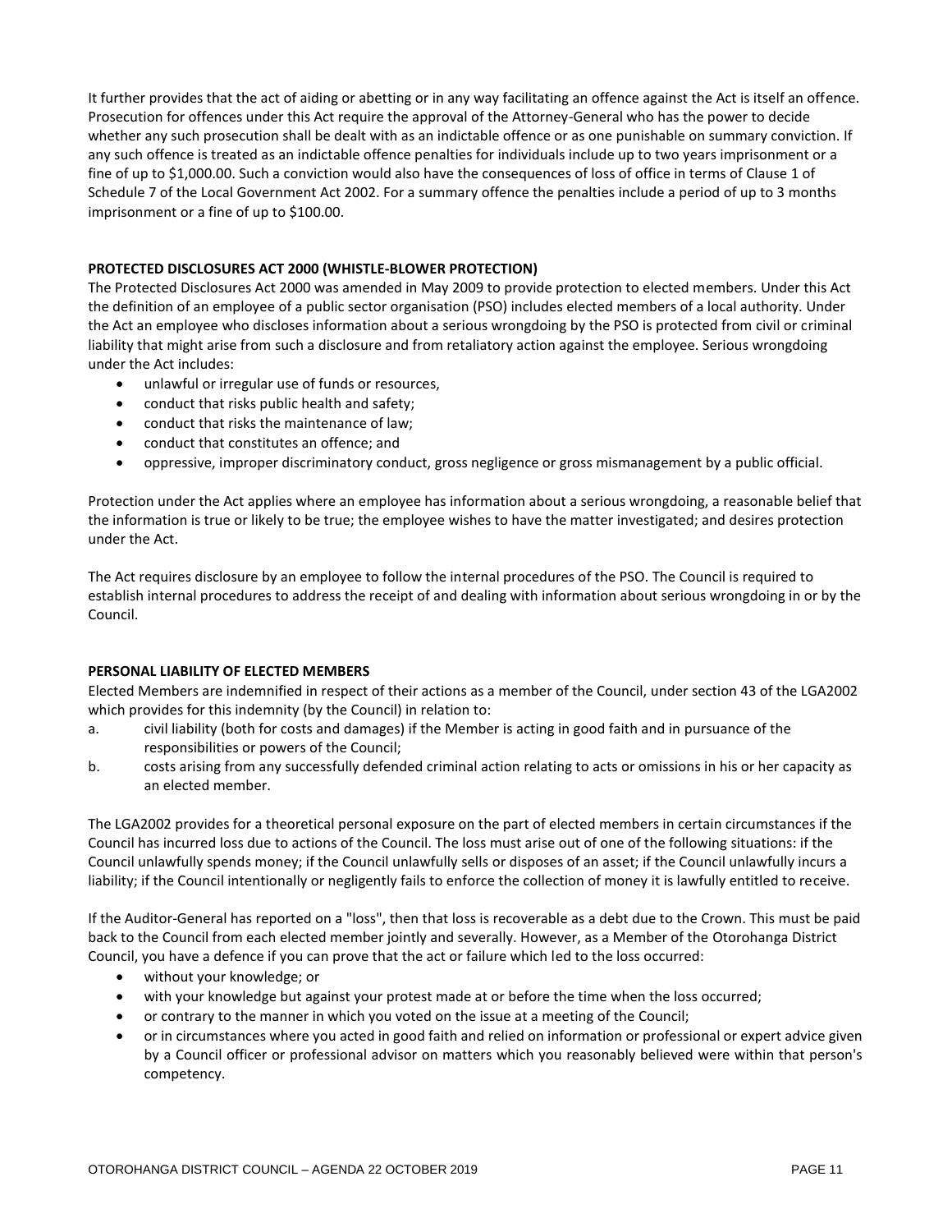It further provides that the act of aiding or abetting or in any way facilitating an offence against the Act is itself an offence. Prosecution for offences under this Act require the approval of the Attorney-General who has the power to decide whether any such prosecution shall be dealt with as an indictable offence or as one punishable on summary conviction. If any such offence is treated as an indictable offence penalties for individuals include up to two years imprisonment or a fine of up to $1,000.00. Such a conviction would also have the consequences of loss of office in terms of Clause 1 of Schedule 7 of the Local Government Act 2002. For a summary offence the penalties include a period of up to 3 months imprisonment or a fine of up to $100.00.

**PROTECTED DISCLOSURES ACT 2000 (WHISTLE-BLOWER PROTECTION)**

The Protected Disclosures Act 2000 was amended in May 2009 to provide protection to elected members. Under this Act the definition of an employee of a public sector organisation (PSO) includes elected members of a local authority. Under the Act an employee who discloses information about a serious wrongdoing by the PSO is protected from civil or criminal liability that might arise from such a disclosure and from retaliatory action against the employee. Serious wrongdoing under the Act includes:

- unlawful or irregular use of funds or resources,
- conduct that risks public health and safety;
- conduct that risks the maintenance of law;
- conduct that constitutes an offence; and
- oppressive, improper discriminatory conduct, gross negligence or gross mismanagement by a public official.

Protection under the Act applies where an employee has information about a serious wrongdoing, a reasonable belief that the information is true or likely to be true; the employee wishes to have the matter investigated; and desires protection under the Act.

The Act requires disclosure by an employee to follow the internal procedures of the PSO. The Council is required to establish internal procedures to address the receipt of and dealing with information about serious wrongdoing in or by the Council.

**PERSONAL LIABILITY OF ELECTED MEMBERS**

Elected Members are indemnified in respect of their actions as a member of the Council, under section 43 of the LGA2002 which provides for this indemnity (by the Council) in relation to:

a. civil liability (both for costs and damages) if the Member is acting in good faith and in pursuance of the responsibilities or powers of the Council;

b. costs arising from any successfully defended criminal action relating to acts or omissions in his or her capacity as an elected member.

The LGA2002 provides for a theoretical personal exposure on the part of elected members in certain circumstances if the Council has incurred loss due to actions of the Council. The loss must arise out of one of the following situations: if the Council unlawfully spends money; if the Council unlawfully sells or disposes of an asset; if the Council unlawfully incurs a liability; if the Council intentionally or negligently fails to enforce the collection of money it is lawfully entitled to receive.

If the Auditor-General has reported on a "loss", then that loss is recoverable as a debt due to the Crown. This must be paid back to the Council from each elected member jointly and severally. However, as a Member of the Otorohanga District Council, you have a defence if you can prove that the act or failure which led to the loss occurred:

- without your knowledge; or
- with your knowledge but against your protest made at or before the time when the loss occurred;
- or contrary to the manner in which you voted on the issue at a meeting of the Council;
- or in circumstances where you acted in good faith and relied on information or professional or expert advice given by a Council officer or professional advisor on matters which you reasonably believed were within that person's competency.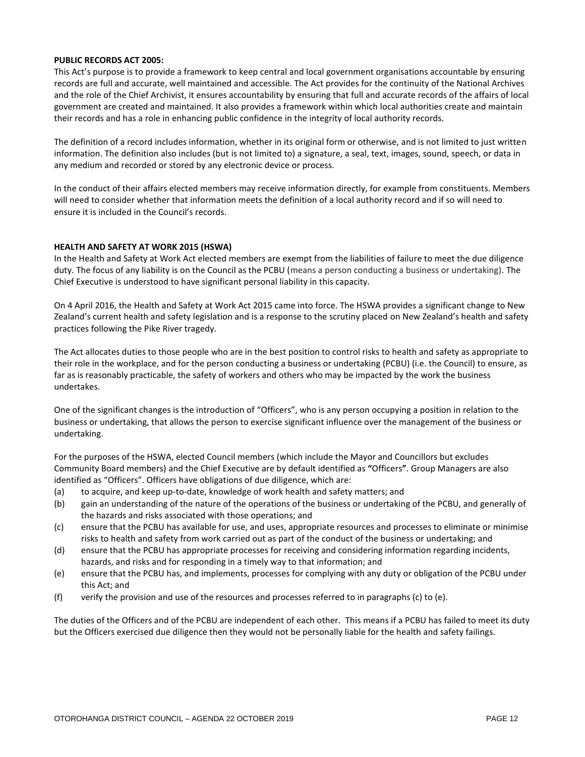## PUBLIC RECORDS ACT 2005:

This Act's purpose is to provide a framework to keep central and local government organisations accountable by ensuring records are full and accurate, well maintained and accessible. The Act provides for the continuity of the National Archives and the role of the Chief Archivist, it ensures accountability by ensuring that full and accurate records of the affairs of local government are created and maintained. It also provides a framework within which local authorities create and maintain their records and has a role in enhancing public confidence in the integrity of local authority records.

The definition of a record includes information, whether in its original form or otherwise, and is not limited to just written information. The definition also includes (but is not limited to) a signature, a seal, text, images, sound, speech, or data in any medium and recorded or stored by any electronic device or process.

In the conduct of their affairs elected members may receive information directly, for example from constituents. Members will need to consider whether that information meets the definition of a local authority record and if so will need to ensure it is included in the Council's records.

## HEALTH AND SAFETY AT WORK 2015 (HSWA)

In the Health and Safety at Work Act elected members are exempt from the liabilities of failure to meet the due diligence duty. The focus of any liability is on the Council as the PCBU (means a person conducting a business or undertaking). The Chief Executive is understood to have significant personal liability in this capacity.

On 4 April 2016, the Health and Safety at Work Act 2015 came into force. The HSWA provides a significant change to New Zealand's current health and safety legislation and is a response to the scrutiny placed on New Zealand's health and safety practices following the Pike River tragedy.

The Act allocates duties to those people who are in the best position to control risks to health and safety as appropriate to their role in the workplace, and for the person conducting a business or undertaking (PCBU) (i.e. the Council) to ensure, as far as is reasonably practicable, the safety of workers and others who may be impacted by the work the business undertakes.

One of the significant changes is the introduction of "Officers", who is any person occupying a position in relation to the business or undertaking, that allows the person to exercise significant influence over the management of the business or undertaking.

For the purposes of the HSWA, elected Council members (which include the Mayor and Councillors but excludes Community Board members) and the Chief Executive are by default identified as **"**Officers**"**. Group Managers are also identified as "Officers". Officers have obligations of due diligence, which are:

(a) to acquire, and keep up-to-date, knowledge of work health and safety matters; and

(b) gain an understanding of the nature of the operations of the business or undertaking of the PCBU, and generally of the hazards and risks associated with those operations; and

(c) ensure that the PCBU has available for use, and uses, appropriate resources and processes to eliminate or minimise risks to health and safety from work carried out as part of the conduct of the business or undertaking; and

(d) ensure that the PCBU has appropriate processes for receiving and considering information regarding incidents, hazards, and risks and for responding in a timely way to that information; and

(e) ensure that the PCBU has, and implements, processes for complying with any duty or obligation of the PCBU under this Act; and

(f) verify the provision and use of the resources and processes referred to in paragraphs (c) to (e).

The duties of the Officers and of the PCBU are independent of each other. This means if a PCBU has failed to meet its duty but the Officers exercised due diligence then they would not be personally liable for the health and safety failings.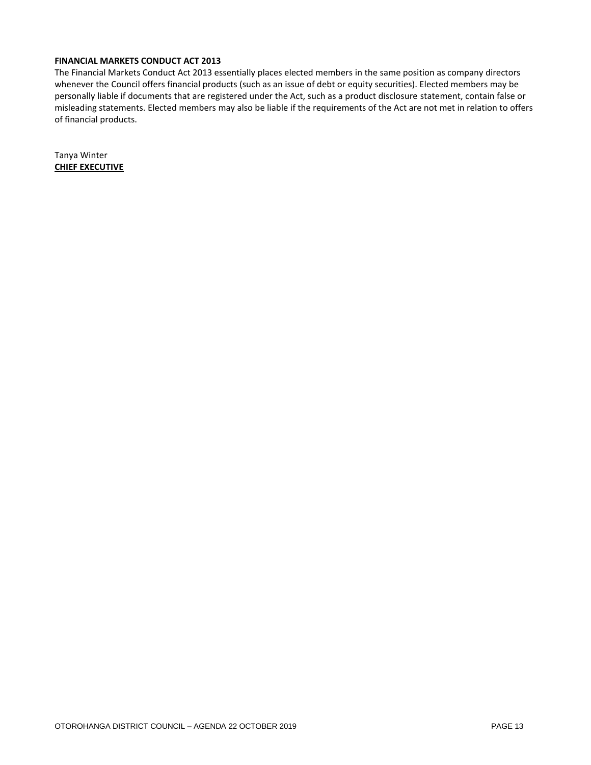**FINANCIAL MARKETS CONDUCT ACT 2013**

The Financial Markets Conduct Act 2013 essentially places elected members in the same position as company directors whenever the Council offers financial products (such as an issue of debt or equity securities). Elected members may be personally liable if documents that are registered under the Act, such as a product disclosure statement, contain false or misleading statements. Elected members may also be liable if the requirements of the Act are not met in relation to offers of financial products.

Tanya Winter
**CHIEF EXECUTIVE**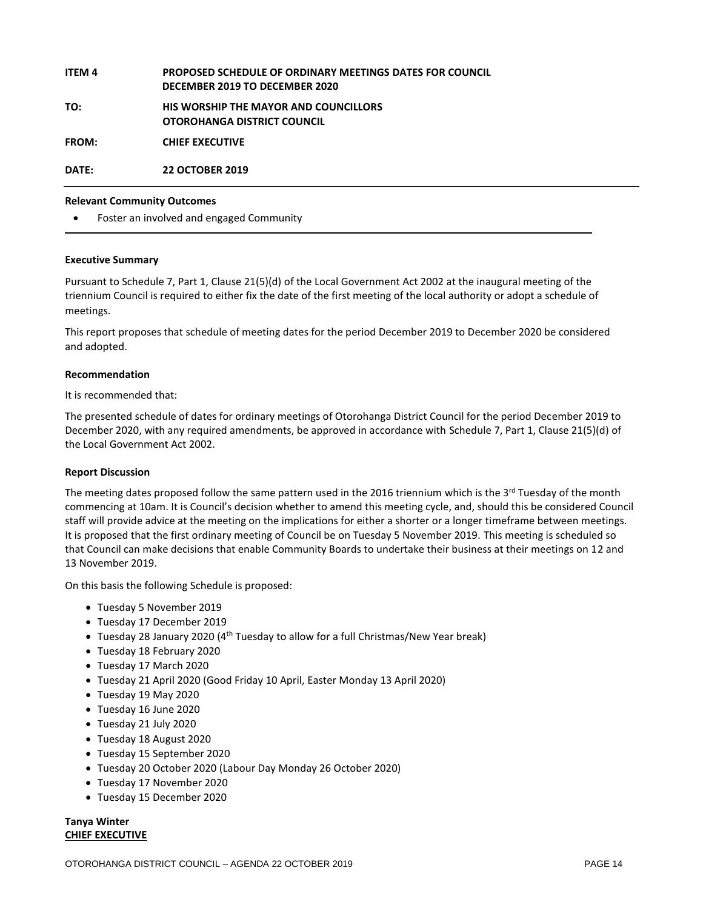**ITEM 4** **PROPOSED SCHEDULE OF ORDINARY MEETINGS DATES FOR COUNCIL DECEMBER 2019 TO DECEMBER 2020**

**TO:** **HIS WORSHIP THE MAYOR AND COUNCILLORS OTOROHANGA DISTRICT COUNCIL**

**FROM:** **CHIEF EXECUTIVE**

**DATE:** **22 OCTOBER 2019**

---

**Relevant Community Outcomes**

- Foster an involved and engaged Community

---

**Executive Summary**

Pursuant to Schedule 7, Part 1, Clause 21(5)(d) of the Local Government Act 2002 at the inaugural meeting of the triennium Council is required to either fix the date of the first meeting of the local authority or adopt a schedule of meetings.

This report proposes that schedule of meeting dates for the period December 2019 to December 2020 be considered and adopted.

**Recommendation**

It is recommended that:

The presented schedule of dates for ordinary meetings of Otorohanga District Council for the period December 2019 to December 2020, with any required amendments, be approved in accordance with Schedule 7, Part 1, Clause 21(5)(d) of the Local Government Act 2002.

**Report Discussion**

The meeting dates proposed follow the same pattern used in the 2016 triennium which is the 3rd Tuesday of the month commencing at 10am. It is Council's decision whether to amend this meeting cycle, and, should this be considered Council staff will provide advice at the meeting on the implications for either a shorter or a longer timeframe between meetings. It is proposed that the first ordinary meeting of Council be on Tuesday 5 November 2019. This meeting is scheduled so that Council can make decisions that enable Community Boards to undertake their business at their meetings on 12 and 13 November 2019.

On this basis the following Schedule is proposed:

- Tuesday 5 November 2019
- Tuesday 17 December 2019
- Tuesday 28 January 2020 (4th Tuesday to allow for a full Christmas/New Year break)
- Tuesday 18 February 2020
- Tuesday 17 March 2020
- Tuesday 21 April 2020 (Good Friday 10 April, Easter Monday 13 April 2020)
- Tuesday 19 May 2020
- Tuesday 16 June 2020
- Tuesday 21 July 2020
- Tuesday 18 August 2020
- Tuesday 15 September 2020
- Tuesday 20 October 2020 (Labour Day Monday 26 October 2020)
- Tuesday 17 November 2020
- Tuesday 15 December 2020

**Tanya Winter**
**CHIEF EXECUTIVE**